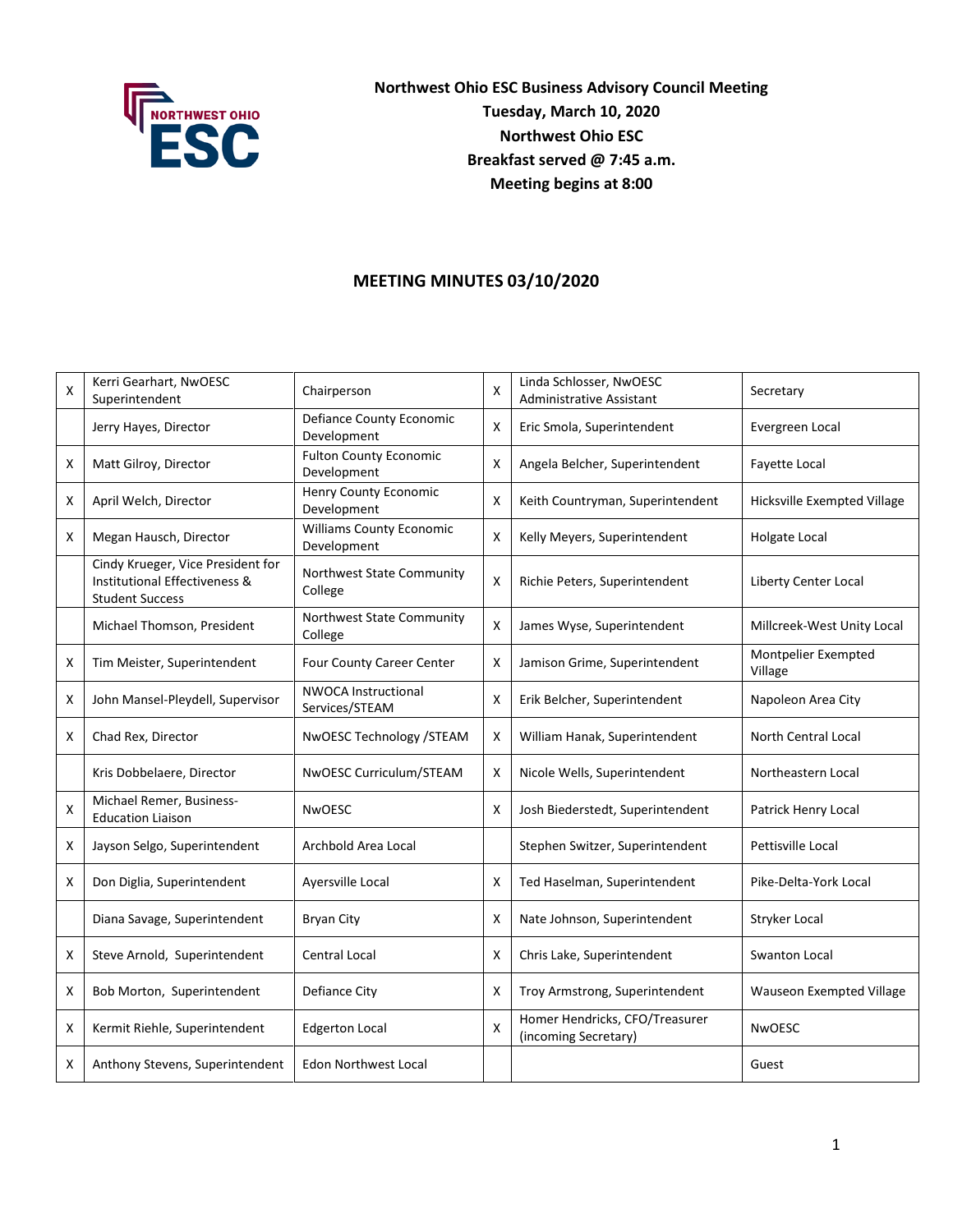**Northwest Ohio ESC Business Advisory Council Meeting**
**Tuesday, March 10, 2020**
**Northwest Ohio ESC**
**Breakfast served @ 7:45 a.m.**
**Meeting begins at 8:00**

## MEETING MINUTES 03/10/2020

| | | | | | |
|---|---|---|---|---|---|
| X | Kerri Gearhart, NwOESC Superintendent | Chairperson | X | Linda Schlosser, NwOESC Administrative Assistant | Secretary |
| | Jerry Hayes, Director | Defiance County Economic Development | X | Eric Smola, Superintendent | Evergreen Local |
| X | Matt Gilroy, Director | Fulton County Economic Development | X | Angela Belcher, Superintendent | Fayette Local |
| X | April Welch, Director | Henry County Economic Development | X | Keith Countryman, Superintendent | Hicksville Exempted Village |
| X | Megan Hausch, Director | Williams County Economic Development | X | Kelly Meyers, Superintendent | Holgate Local |
| | Cindy Krueger, Vice President for Institutional Effectiveness & Student Success | Northwest State Community College | X | Richie Peters, Superintendent | Liberty Center Local |
| | Michael Thomson, President | Northwest State Community College | X | James Wyse, Superintendent | Millcreek-West Unity Local |
| X | Tim Meister, Superintendent | Four County Career Center | X | Jamison Grime, Superintendent | Montpelier Exempted Village |
| X | John Mansel-Pleydell, Supervisor | NWOCA Instructional Services/STEAM | X | Erik Belcher, Superintendent | Napoleon Area City |
| X | Chad Rex, Director | NwOESC Technology /STEAM | X | William Hanak, Superintendent | North Central Local |
| | Kris Dobbelaere, Director | NwOESC Curriculum/STEAM | X | Nicole Wells, Superintendent | Northeastern Local |
| X | Michael Remer, Business-Education Liaison | NwOESC | X | Josh Biederstedt, Superintendent | Patrick Henry Local |
| X | Jayson Selgo, Superintendent | Archbold Area Local | | Stephen Switzer, Superintendent | Pettisville Local |
| X | Don Diglia, Superintendent | Ayersville Local | X | Ted Haselman, Superintendent | Pike-Delta-York Local |
| | Diana Savage, Superintendent | Bryan City | X | Nate Johnson, Superintendent | Stryker Local |
| X | Steve Arnold, Superintendent | Central Local | X | Chris Lake, Superintendent | Swanton Local |
| X | Bob Morton, Superintendent | Defiance City | X | Troy Armstrong, Superintendent | Wauseon Exempted Village |
| X | Kermit Riehle, Superintendent | Edgerton Local | X | Homer Hendricks, CFO/Treasurer (incoming Secretary) | NwOESC |
| X | Anthony Stevens, Superintendent | Edon Northwest Local | | | Guest |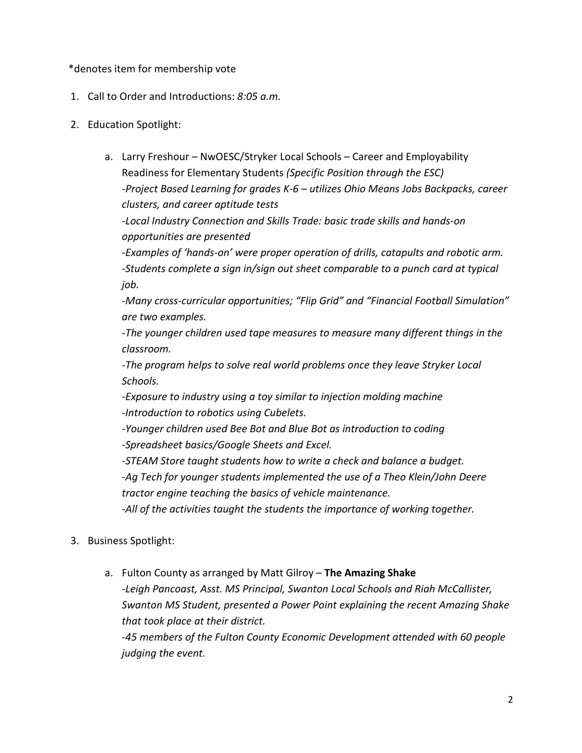*denotes item for membership vote

1. Call to Order and Introductions: *8:05 a.m.*

2. Education Spotlight:

   a. Larry Freshour – NwOESC/Stryker Local Schools – Career and Employability Readiness for Elementary Students *(Specific Position through the ESC)*
   *-Project Based Learning for grades K-6 – utilizes Ohio Means Jobs Backpacks, career clusters, and career aptitude tests*
   *-Local Industry Connection and Skills Trade: basic trade skills and hands-on opportunities are presented*
   *-Examples of 'hands-on' were proper operation of drills, catapults and robotic arm.*
   *-Students complete a sign in/sign out sheet comparable to a punch card at typical job.*
   *-Many cross-curricular opportunities; "Flip Grid" and "Financial Football Simulation" are two examples.*
   *-The younger children used tape measures to measure many different things in the classroom.*
   *-The program helps to solve real world problems once they leave Stryker Local Schools.*
   *-Exposure to industry using a toy similar to injection molding machine*
   *-Introduction to robotics using Cubelets.*
   *-Younger children used Bee Bot and Blue Bot as introduction to coding*
   *-Spreadsheet basics/Google Sheets and Excel.*
   *-STEAM Store taught students how to write a check and balance a budget.*
   *-Ag Tech for younger students implemented the use of a Theo Klein/John Deere tractor engine teaching the basics of vehicle maintenance.*
   *-All of the activities taught the students the importance of working together.*

3. Business Spotlight:

   a. Fulton County as arranged by Matt Gilroy – **The Amazing Shake**
   *-Leigh Pancoast, Asst. MS Principal, Swanton Local Schools and Riah McCallister, Swanton MS Student, presented a Power Point explaining the recent Amazing Shake that took place at their district.*
   *-45 members of the Fulton County Economic Development attended with 60 people judging the event.*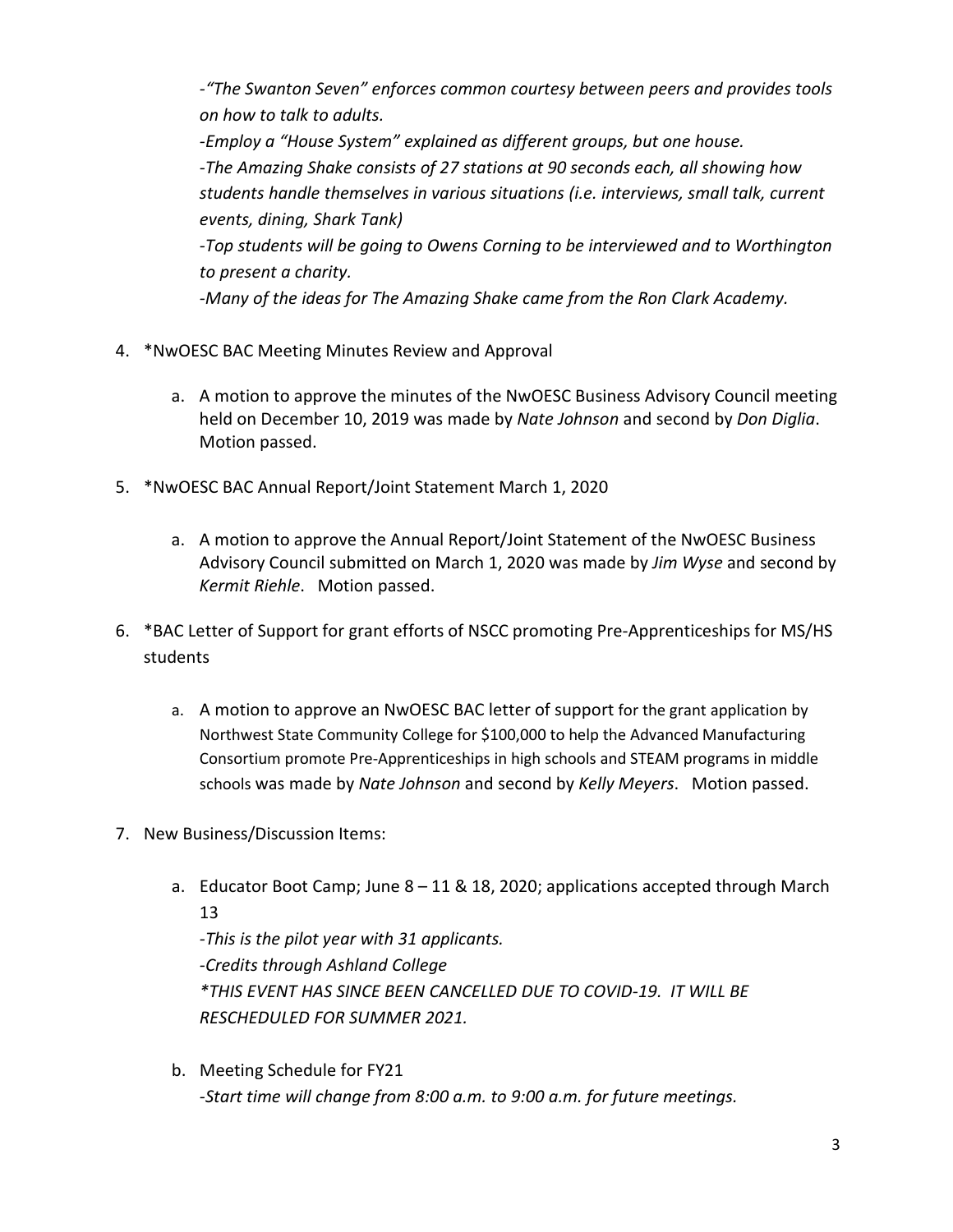*-"The Swanton Seven" enforces common courtesy between peers and provides tools on how to talk to adults.*

*-Employ a "House System" explained as different groups, but one house.*

*-The Amazing Shake consists of 27 stations at 90 seconds each, all showing how students handle themselves in various situations (i.e. interviews, small talk, current events, dining, Shark Tank)*

*-Top students will be going to Owens Corning to be interviewed and to Worthington to present a charity.*

*-Many of the ideas for The Amazing Shake came from the Ron Clark Academy.*

4. *NwOESC BAC Meeting Minutes Review and Approval

    a. A motion to approve the minutes of the NwOESC Business Advisory Council meeting held on December 10, 2019 was made by *Nate Johnson* and second by *Don Diglia*. Motion passed.

5. *NwOESC BAC Annual Report/Joint Statement March 1, 2020

    a. A motion to approve the Annual Report/Joint Statement of the NwOESC Business Advisory Council submitted on March 1, 2020 was made by *Jim Wyse* and second by *Kermit Riehle*. Motion passed.

6. *BAC Letter of Support for grant efforts of NSCC promoting Pre-Apprenticeships for MS/HS students

    a. A motion to approve an NwOESC BAC letter of support for the grant application by Northwest State Community College for $100,000 to help the Advanced Manufacturing Consortium promote Pre-Apprenticeships in high schools and STEAM programs in middle schools was made by *Nate Johnson* and second by *Kelly Meyers*. Motion passed.

7. New Business/Discussion Items:

    a. Educator Boot Camp; June 8 – 11 & 18, 2020; applications accepted through March 13

       *-This is the pilot year with 31 applicants.*

       *-Credits through Ashland College*

       *\*THIS EVENT HAS SINCE BEEN CANCELLED DUE TO COVID-19. IT WILL BE RESCHEDULED FOR SUMMER 2021.*

    b. Meeting Schedule for FY21

       *-Start time will change from 8:00 a.m. to 9:00 a.m. for future meetings.*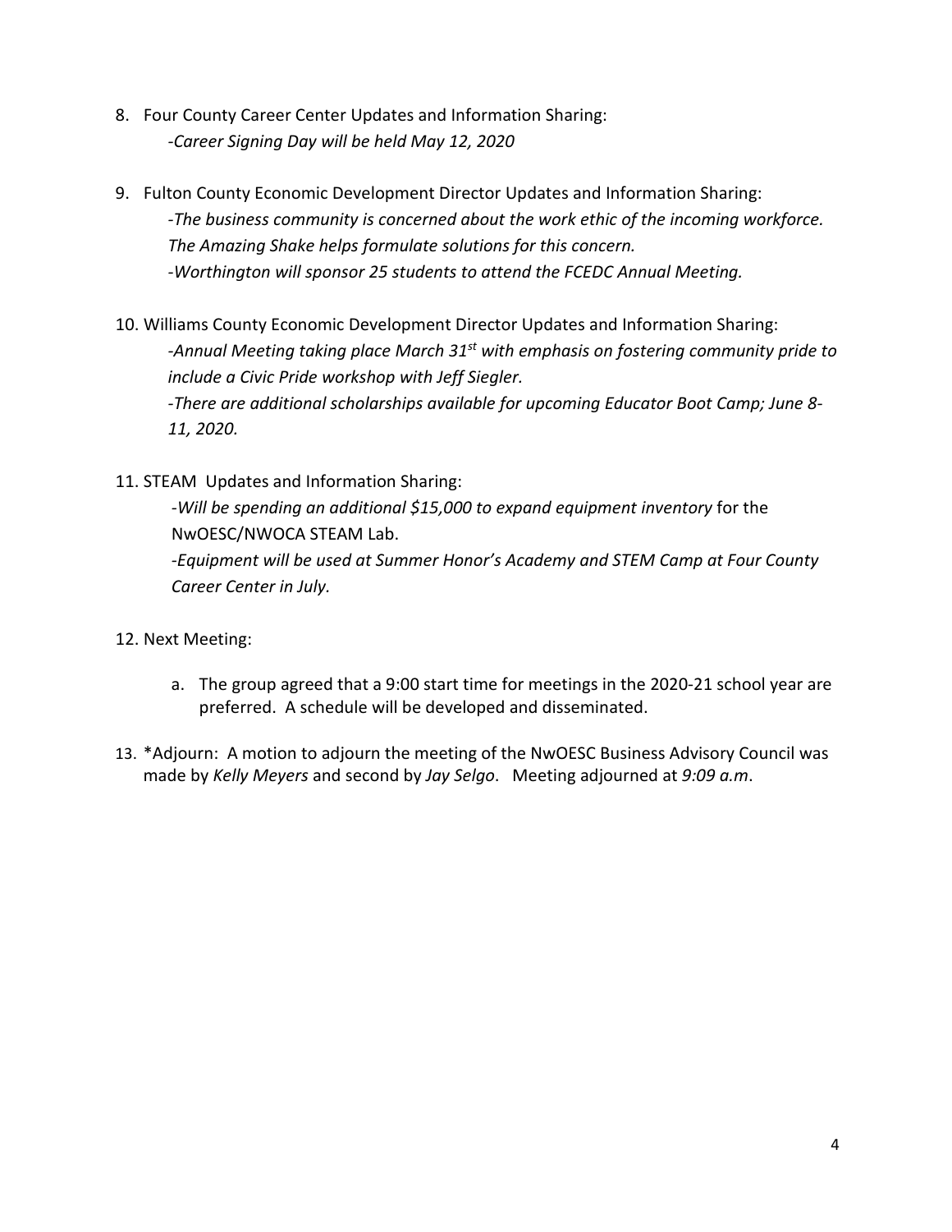8. Four County Career Center Updates and Information Sharing:
   -*Career Signing Day will be held May 12, 2020*

9. Fulton County Economic Development Director Updates and Information Sharing:
   -*The business community is concerned about the work ethic of the incoming workforce. The Amazing Shake helps formulate solutions for this concern.*
   -*Worthington will sponsor 25 students to attend the FCEDC Annual Meeting.*

10. Williams County Economic Development Director Updates and Information Sharing:
    -*Annual Meeting taking place March 31st with emphasis on fostering community pride to include a Civic Pride workshop with Jeff Siegler.*
    -*There are additional scholarships available for upcoming Educator Boot Camp; June 8-11, 2020.*

11. STEAM Updates and Information Sharing:
    -*Will be spending an additional $15,000 to expand equipment inventory* for the NwOESC/NWOCA STEAM Lab.
    -*Equipment will be used at Summer Honor's Academy and STEM Camp at Four County Career Center in July.*

12. Next Meeting:

    a. The group agreed that a 9:00 start time for meetings in the 2020-21 school year are preferred. A schedule will be developed and disseminated.

13. *Adjourn: A motion to adjourn the meeting of the NwOESC Business Advisory Council was made by *Kelly Meyers* and second by *Jay Selgo*. Meeting adjourned at *9:09 a.m*.